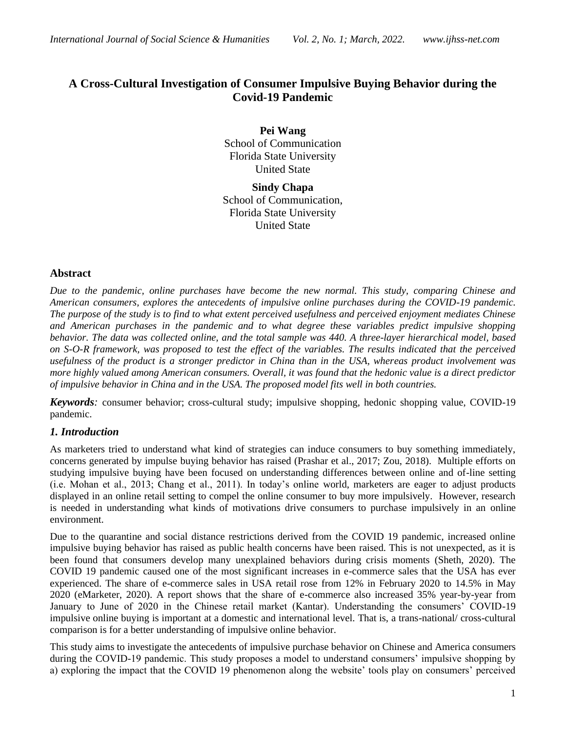# A Cross-Cultural Investigation of Consumer Impulsive Buying Behavior during the Covid-19 Pandemic

**Pei Wang**
School of Communication
Florida State University
United State

**Sindy Chapa**
School of Communication,
Florida State University
United State

## Abstract

*Due to the pandemic, online purchases have become the new normal. This study, comparing Chinese and American consumers, explores the antecedents of impulsive online purchases during the COVID-19 pandemic. The purpose of the study is to find to what extent perceived usefulness and perceived enjoyment mediates Chinese and American purchases in the pandemic and to what degree these variables predict impulsive shopping behavior. The data was collected online, and the total sample was 440. A three-layer hierarchical model, based on S-O-R framework, was proposed to test the effect of the variables. The results indicated that the perceived usefulness of the product is a stronger predictor in China than in the USA, whereas product involvement was more highly valued among American consumers. Overall, it was found that the hedonic value is a direct predictor of impulsive behavior in China and in the USA. The proposed model fits well in both countries.*

***Keywords**:* consumer behavior; cross-cultural study; impulsive shopping, hedonic shopping value, COVID-19 pandemic.

## *1. Introduction*

As marketers tried to understand what kind of strategies can induce consumers to buy something immediately, concerns generated by impulse buying behavior has raised (Prashar et al., 2017; Zou, 2018). Multiple efforts on studying impulsive buying have been focused on understanding differences between online and of-line setting (i.e. Mohan et al., 2013; Chang et al., 2011). In today's online world, marketers are eager to adjust products displayed in an online retail setting to compel the online consumer to buy more impulsively. However, research is needed in understanding what kinds of motivations drive consumers to purchase impulsively in an online environment.

Due to the quarantine and social distance restrictions derived from the COVID 19 pandemic, increased online impulsive buying behavior has raised as public health concerns have been raised. This is not unexpected, as it is been found that consumers develop many unexplained behaviors during crisis moments (Sheth, 2020). The COVID 19 pandemic caused one of the most significant increases in e-commerce sales that the USA has ever experienced. The share of e-commerce sales in USA retail rose from 12% in February 2020 to 14.5% in May 2020 (eMarketer, 2020). A report shows that the share of e-commerce also increased 35% year-by-year from January to June of 2020 in the Chinese retail market (Kantar). Understanding the consumers' COVID-19 impulsive online buying is important at a domestic and international level. That is, a trans-national/ cross-cultural comparison is for a better understanding of impulsive online behavior.

This study aims to investigate the antecedents of impulsive purchase behavior on Chinese and America consumers during the COVID-19 pandemic. This study proposes a model to understand consumers' impulsive shopping by a) exploring the impact that the COVID 19 phenomenon along the website' tools play on consumers' perceived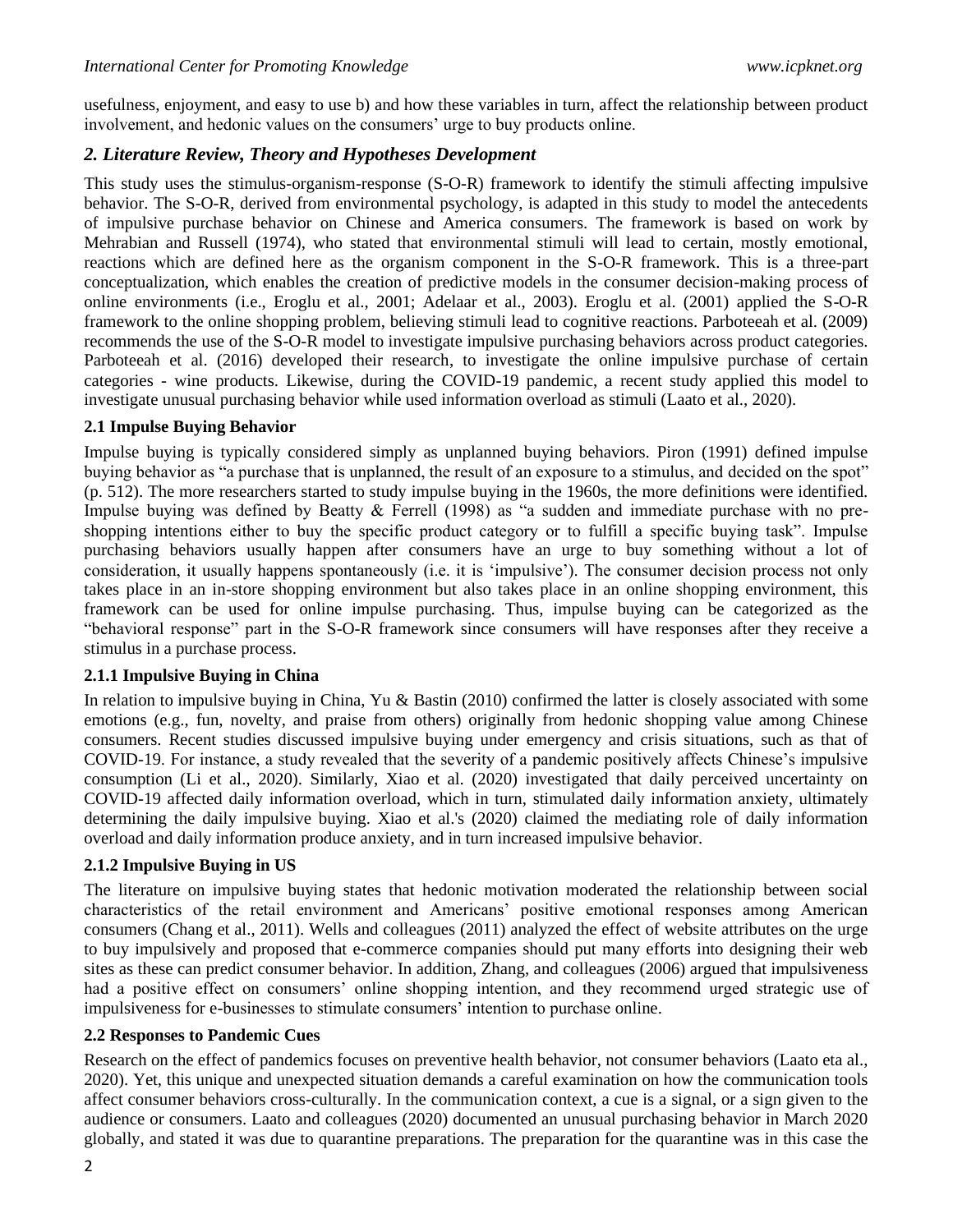usefulness, enjoyment, and easy to use b) and how these variables in turn, affect the relationship between product involvement, and hedonic values on the consumers' urge to buy products online.

## *2. Literature Review, Theory and Hypotheses Development*

This study uses the stimulus-organism-response (S-O-R) framework to identify the stimuli affecting impulsive behavior. The S-O-R, derived from environmental psychology, is adapted in this study to model the antecedents of impulsive purchase behavior on Chinese and America consumers. The framework is based on work by Mehrabian and Russell (1974), who stated that environmental stimuli will lead to certain, mostly emotional, reactions which are defined here as the organism component in the S-O-R framework. This is a three-part conceptualization, which enables the creation of predictive models in the consumer decision-making process of online environments (i.e., Eroglu et al., 2001; Adelaar et al., 2003). Eroglu et al. (2001) applied the S-O-R framework to the online shopping problem, believing stimuli lead to cognitive reactions. Parboteeah et al. (2009) recommends the use of the S-O-R model to investigate impulsive purchasing behaviors across product categories. Parboteeah et al. (2016) developed their research, to investigate the online impulsive purchase of certain categories - wine products. Likewise, during the COVID-19 pandemic, a recent study applied this model to investigate unusual purchasing behavior while used information overload as stimuli (Laato et al., 2020).

### 2.1 Impulse Buying Behavior

Impulse buying is typically considered simply as unplanned buying behaviors. Piron (1991) defined impulse buying behavior as "a purchase that is unplanned, the result of an exposure to a stimulus, and decided on the spot" (p. 512). The more researchers started to study impulse buying in the 1960s, the more definitions were identified. Impulse buying was defined by Beatty & Ferrell (1998) as "a sudden and immediate purchase with no pre-shopping intentions either to buy the specific product category or to fulfill a specific buying task". Impulse purchasing behaviors usually happen after consumers have an urge to buy something without a lot of consideration, it usually happens spontaneously (i.e. it is 'impulsive'). The consumer decision process not only takes place in an in-store shopping environment but also takes place in an online shopping environment, this framework can be used for online impulse purchasing. Thus, impulse buying can be categorized as the "behavioral response" part in the S-O-R framework since consumers will have responses after they receive a stimulus in a purchase process.

#### 2.1.1 Impulsive Buying in China

In relation to impulsive buying in China, Yu & Bastin (2010) confirmed the latter is closely associated with some emotions (e.g., fun, novelty, and praise from others) originally from hedonic shopping value among Chinese consumers. Recent studies discussed impulsive buying under emergency and crisis situations, such as that of COVID-19. For instance, a study revealed that the severity of a pandemic positively affects Chinese's impulsive consumption (Li et al., 2020). Similarly, Xiao et al. (2020) investigated that daily perceived uncertainty on COVID-19 affected daily information overload, which in turn, stimulated daily information anxiety, ultimately determining the daily impulsive buying. Xiao et al.'s (2020) claimed the mediating role of daily information overload and daily information produce anxiety, and in turn increased impulsive behavior.

#### 2.1.2 Impulsive Buying in US

The literature on impulsive buying states that hedonic motivation moderated the relationship between social characteristics of the retail environment and Americans' positive emotional responses among American consumers (Chang et al., 2011). Wells and colleagues (2011) analyzed the effect of website attributes on the urge to buy impulsively and proposed that e-commerce companies should put many efforts into designing their web sites as these can predict consumer behavior. In addition, Zhang, and colleagues (2006) argued that impulsiveness had a positive effect on consumers' online shopping intention, and they recommend urged strategic use of impulsiveness for e-businesses to stimulate consumers' intention to purchase online.

### 2.2 Responses to Pandemic Cues

Research on the effect of pandemics focuses on preventive health behavior, not consumer behaviors (Laato eta al., 2020). Yet, this unique and unexpected situation demands a careful examination on how the communication tools affect consumer behaviors cross-culturally. In the communication context, a cue is a signal, or a sign given to the audience or consumers. Laato and colleagues (2020) documented an unusual purchasing behavior in March 2020 globally, and stated it was due to quarantine preparations. The preparation for the quarantine was in this case the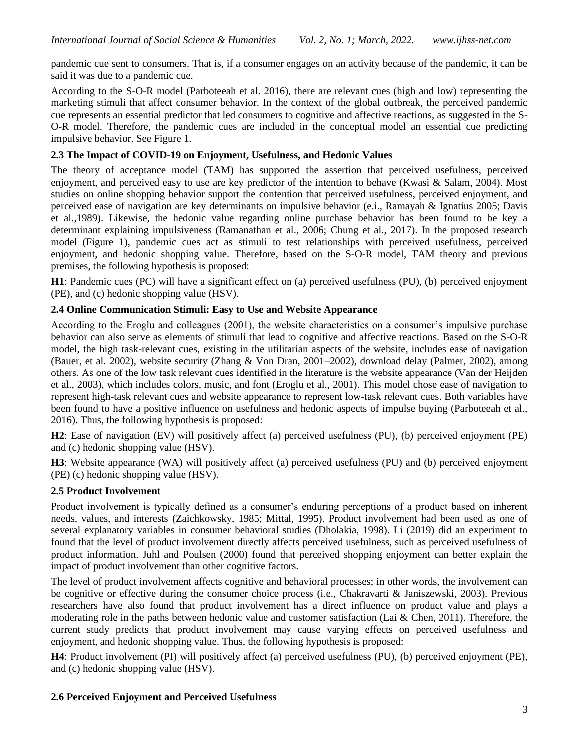pandemic cue sent to consumers. That is, if a consumer engages on an activity because of the pandemic, it can be said it was due to a pandemic cue.

According to the S-O-R model (Parboteeah et al. 2016), there are relevant cues (high and low) representing the marketing stimuli that affect consumer behavior. In the context of the global outbreak, the perceived pandemic cue represents an essential predictor that led consumers to cognitive and affective reactions, as suggested in the S-O-R model. Therefore, the pandemic cues are included in the conceptual model an essential cue predicting impulsive behavior. See Figure 1.

### 2.3 The Impact of COVID-19 on Enjoyment, Usefulness, and Hedonic Values

The theory of acceptance model (TAM) has supported the assertion that perceived usefulness, perceived enjoyment, and perceived easy to use are key predictor of the intention to behave (Kwasi & Salam, 2004). Most studies on online shopping behavior support the contention that perceived usefulness, perceived enjoyment, and perceived ease of navigation are key determinants on impulsive behavior (e.i., Ramayah & Ignatius 2005; Davis et al.,1989). Likewise, the hedonic value regarding online purchase behavior has been found to be key a determinant explaining impulsiveness (Ramanathan et al., 2006; Chung et al., 2017). In the proposed research model (Figure 1), pandemic cues act as stimuli to test relationships with perceived usefulness, perceived enjoyment, and hedonic shopping value. Therefore, based on the S-O-R model, TAM theory and previous premises, the following hypothesis is proposed:

**H1**: Pandemic cues (PC) will have a significant effect on (a) perceived usefulness (PU), (b) perceived enjoyment (PE), and (c) hedonic shopping value (HSV).

### 2.4 Online Communication Stimuli: Easy to Use and Website Appearance

According to the Eroglu and colleagues (2001), the website characteristics on a consumer's impulsive purchase behavior can also serve as elements of stimuli that lead to cognitive and affective reactions. Based on the S-O-R model, the high task-relevant cues, existing in the utilitarian aspects of the website, includes ease of navigation (Bauer, et al. 2002), website security (Zhang & Von Dran, 2001–2002), download delay (Palmer, 2002), among others. As one of the low task relevant cues identified in the literature is the website appearance (Van der Heijden et al., 2003), which includes colors, music, and font (Eroglu et al., 2001). This model chose ease of navigation to represent high-task relevant cues and website appearance to represent low-task relevant cues. Both variables have been found to have a positive influence on usefulness and hedonic aspects of impulse buying (Parboteeah et al., 2016). Thus, the following hypothesis is proposed:

**H2**: Ease of navigation (EV) will positively affect (a) perceived usefulness (PU), (b) perceived enjoyment (PE) and (c) hedonic shopping value (HSV).

**H3**: Website appearance (WA) will positively affect (a) perceived usefulness (PU) and (b) perceived enjoyment (PE) (c) hedonic shopping value (HSV).

### 2.5 Product Involvement

Product involvement is typically defined as a consumer's enduring perceptions of a product based on inherent needs, values, and interests (Zaichkowsky, 1985; Mittal, 1995). Product involvement had been used as one of several explanatory variables in consumer behavioral studies (Dholakia, 1998). Li (2019) did an experiment to found that the level of product involvement directly affects perceived usefulness, such as perceived usefulness of product information. Juhl and Poulsen (2000) found that perceived shopping enjoyment can better explain the impact of product involvement than other cognitive factors.

The level of product involvement affects cognitive and behavioral processes; in other words, the involvement can be cognitive or effective during the consumer choice process (i.e., Chakravarti & Janiszewski, 2003). Previous researchers have also found that product involvement has a direct influence on product value and plays a moderating role in the paths between hedonic value and customer satisfaction (Lai & Chen, 2011). Therefore, the current study predicts that product involvement may cause varying effects on perceived usefulness and enjoyment, and hedonic shopping value. Thus, the following hypothesis is proposed:

**H4**: Product involvement (PI) will positively affect (a) perceived usefulness (PU), (b) perceived enjoyment (PE), and (c) hedonic shopping value (HSV).

### 2.6 Perceived Enjoyment and Perceived Usefulness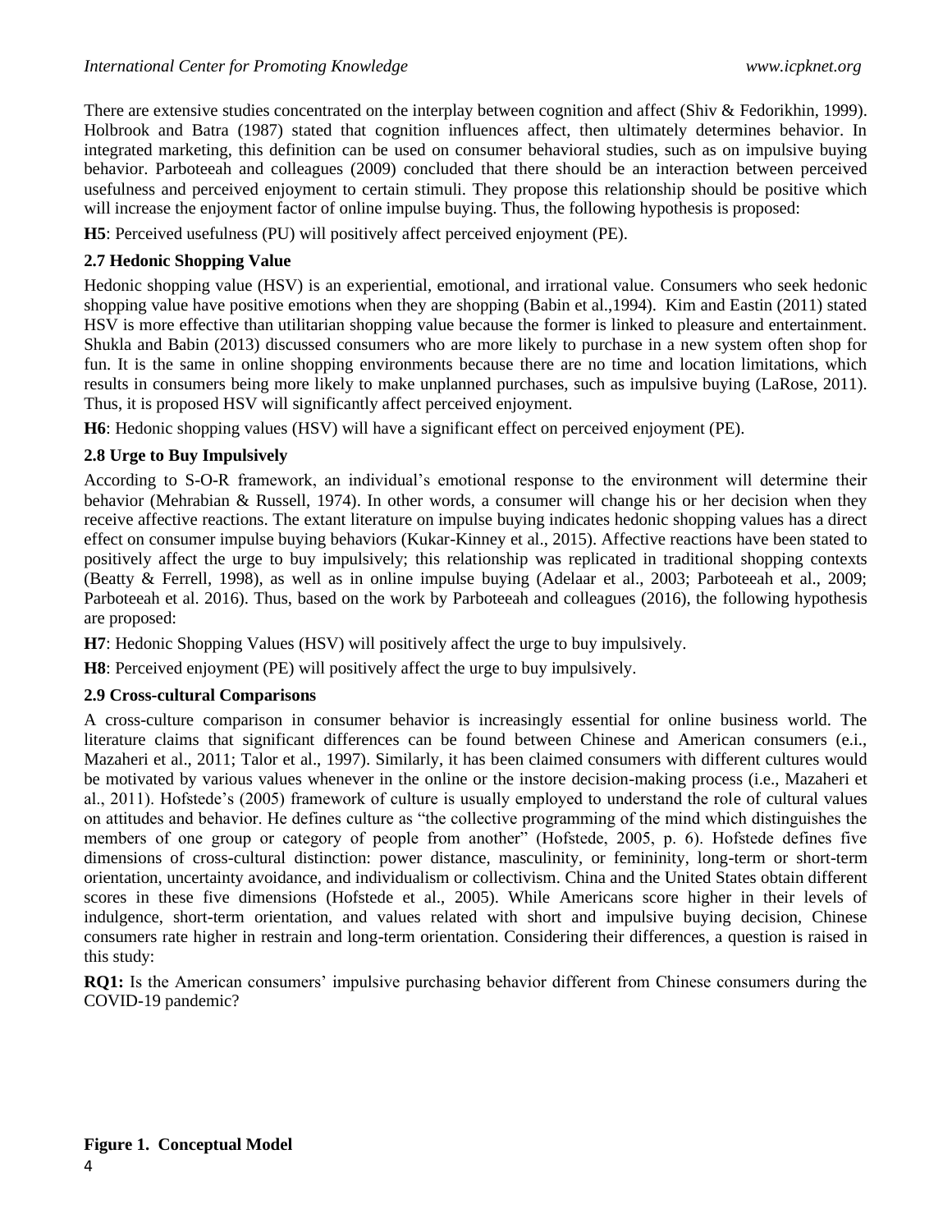There are extensive studies concentrated on the interplay between cognition and affect (Shiv & Fedorikhin, 1999). Holbrook and Batra (1987) stated that cognition influences affect, then ultimately determines behavior. In integrated marketing, this definition can be used on consumer behavioral studies, such as on impulsive buying behavior. Parboteeah and colleagues (2009) concluded that there should be an interaction between perceived usefulness and perceived enjoyment to certain stimuli. They propose this relationship should be positive which will increase the enjoyment factor of online impulse buying. Thus, the following hypothesis is proposed:

**H5**: Perceived usefulness (PU) will positively affect perceived enjoyment (PE).

### 2.7 Hedonic Shopping Value

Hedonic shopping value (HSV) is an experiential, emotional, and irrational value. Consumers who seek hedonic shopping value have positive emotions when they are shopping (Babin et al.,1994). Kim and Eastin (2011) stated HSV is more effective than utilitarian shopping value because the former is linked to pleasure and entertainment. Shukla and Babin (2013) discussed consumers who are more likely to purchase in a new system often shop for fun. It is the same in online shopping environments because there are no time and location limitations, which results in consumers being more likely to make unplanned purchases, such as impulsive buying (LaRose, 2011). Thus, it is proposed HSV will significantly affect perceived enjoyment.

**H6**: Hedonic shopping values (HSV) will have a significant effect on perceived enjoyment (PE).

### 2.8 Urge to Buy Impulsively

According to S-O-R framework, an individual's emotional response to the environment will determine their behavior (Mehrabian & Russell, 1974). In other words, a consumer will change his or her decision when they receive affective reactions. The extant literature on impulse buying indicates hedonic shopping values has a direct effect on consumer impulse buying behaviors (Kukar-Kinney et al., 2015). Affective reactions have been stated to positively affect the urge to buy impulsively; this relationship was replicated in traditional shopping contexts (Beatty & Ferrell, 1998), as well as in online impulse buying (Adelaar et al., 2003; Parboteeah et al., 2009; Parboteeah et al. 2016). Thus, based on the work by Parboteeah and colleagues (2016), the following hypothesis are proposed:

**H7**: Hedonic Shopping Values (HSV) will positively affect the urge to buy impulsively.

**H8**: Perceived enjoyment (PE) will positively affect the urge to buy impulsively.

### 2.9 Cross-cultural Comparisons

A cross-culture comparison in consumer behavior is increasingly essential for online business world. The literature claims that significant differences can be found between Chinese and American consumers (e.i., Mazaheri et al., 2011; Talor et al., 1997). Similarly, it has been claimed consumers with different cultures would be motivated by various values whenever in the online or the instore decision-making process (i.e., Mazaheri et al., 2011). Hofstede's (2005) framework of culture is usually employed to understand the role of cultural values on attitudes and behavior. He defines culture as "the collective programming of the mind which distinguishes the members of one group or category of people from another" (Hofstede, 2005, p. 6). Hofstede defines five dimensions of cross-cultural distinction: power distance, masculinity, or femininity, long-term or short-term orientation, uncertainty avoidance, and individualism or collectivism. China and the United States obtain different scores in these five dimensions (Hofstede et al., 2005). While Americans score higher in their levels of indulgence, short-term orientation, and values related with short and impulsive buying decision, Chinese consumers rate higher in restrain and long-term orientation. Considering their differences, a question is raised in this study:

**RQ1:** Is the American consumers' impulsive purchasing behavior different from Chinese consumers during the COVID-19 pandemic?

**Figure 1. Conceptual Model**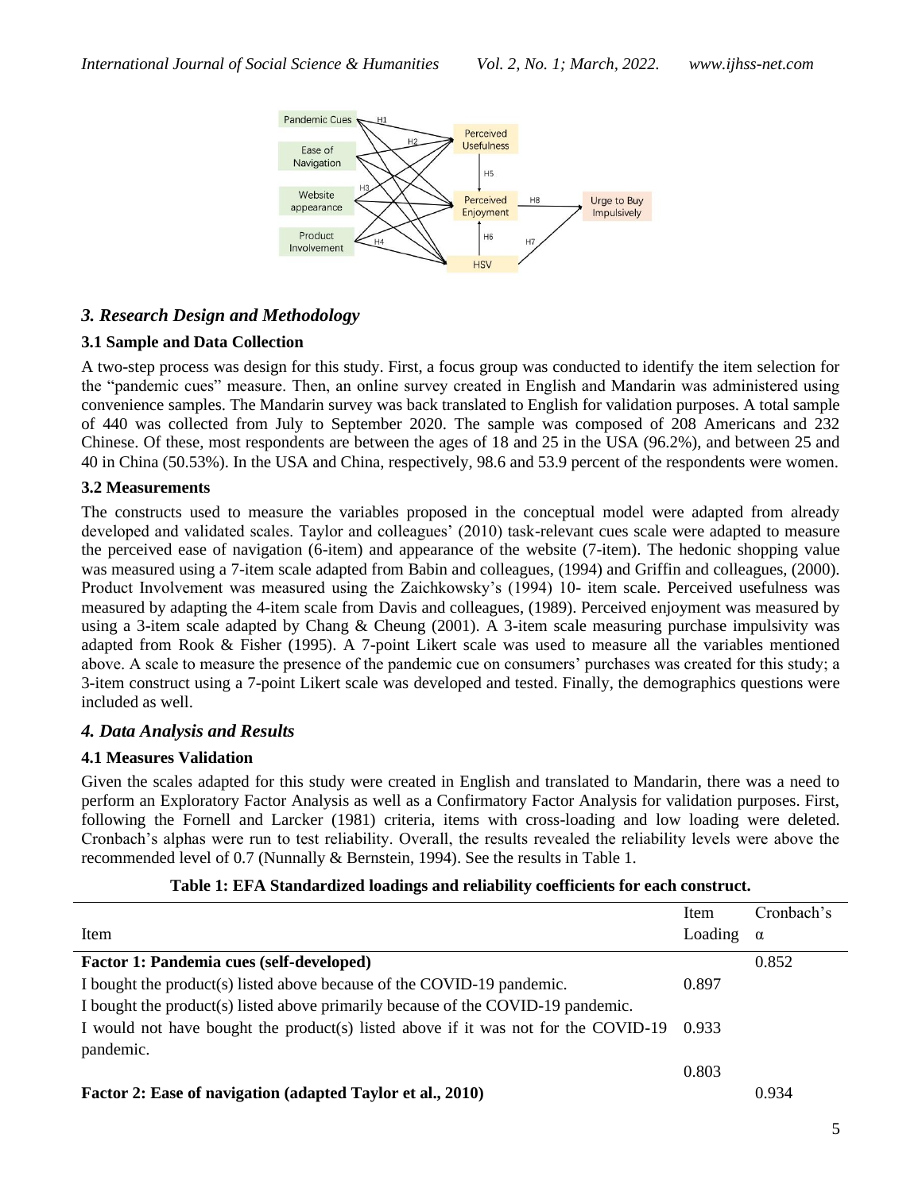## 3. Research Design and Methodology

### 3.1 Sample and Data Collection

A two-step process was design for this study. First, a focus group was conducted to identify the item selection for the "pandemic cues" measure. Then, an online survey created in English and Mandarin was administered using convenience samples. The Mandarin survey was back translated to English for validation purposes. A total sample of 440 was collected from July to September 2020. The sample was composed of 208 Americans and 232 Chinese. Of these, most respondents are between the ages of 18 and 25 in the USA (96.2%), and between 25 and 40 in China (50.53%). In the USA and China, respectively, 98.6 and 53.9 percent of the respondents were women.

### 3.2 Measurements

The constructs used to measure the variables proposed in the conceptual model were adapted from already developed and validated scales. Taylor and colleagues' (2010) task-relevant cues scale were adapted to measure the perceived ease of navigation (6-item) and appearance of the website (7-item). The hedonic shopping value was measured using a 7-item scale adapted from Babin and colleagues, (1994) and Griffin and colleagues, (2000). Product Involvement was measured using the Zaichkowsky's (1994) 10- item scale. Perceived usefulness was measured by adapting the 4-item scale from Davis and colleagues, (1989). Perceived enjoyment was measured by using a 3-item scale adapted by Chang & Cheung (2001). A 3-item scale measuring purchase impulsivity was adapted from Rook & Fisher (1995). A 7-point Likert scale was used to measure all the variables mentioned above. A scale to measure the presence of the pandemic cue on consumers' purchases was created for this study; a 3-item construct using a 7-point Likert scale was developed and tested. Finally, the demographics questions were included as well.

## 4. Data Analysis and Results

### 4.1 Measures Validation

Given the scales adapted for this study were created in English and translated to Mandarin, there was a need to perform an Exploratory Factor Analysis as well as a Confirmatory Factor Analysis for validation purposes. First, following the Fornell and Larcker (1981) criteria, items with cross-loading and low loading were deleted. Cronbach's alphas were run to test reliability. Overall, the results revealed the reliability levels were above the recommended level of 0.7 (Nunnally & Bernstein, 1994). See the results in Table 1.

**Table 1: EFA Standardized loadings and reliability coefficients for each construct.**

| Item | Item Loading | Cronbach's α |
|---|---|---|
| **Factor 1: Pandemia cues (self-developed)** | | 0.852 |
| I bought the product(s) listed above because of the COVID-19 pandemic. | 0.897 | |
| I bought the product(s) listed above primarily because of the COVID-19 pandemic. | | |
| I would not have bought the product(s) listed above if it was not for the COVID-19 pandemic. | 0.933 | |
| | 0.803 | |
| **Factor 2: Ease of navigation (adapted Taylor et al., 2010)** | | 0.934 |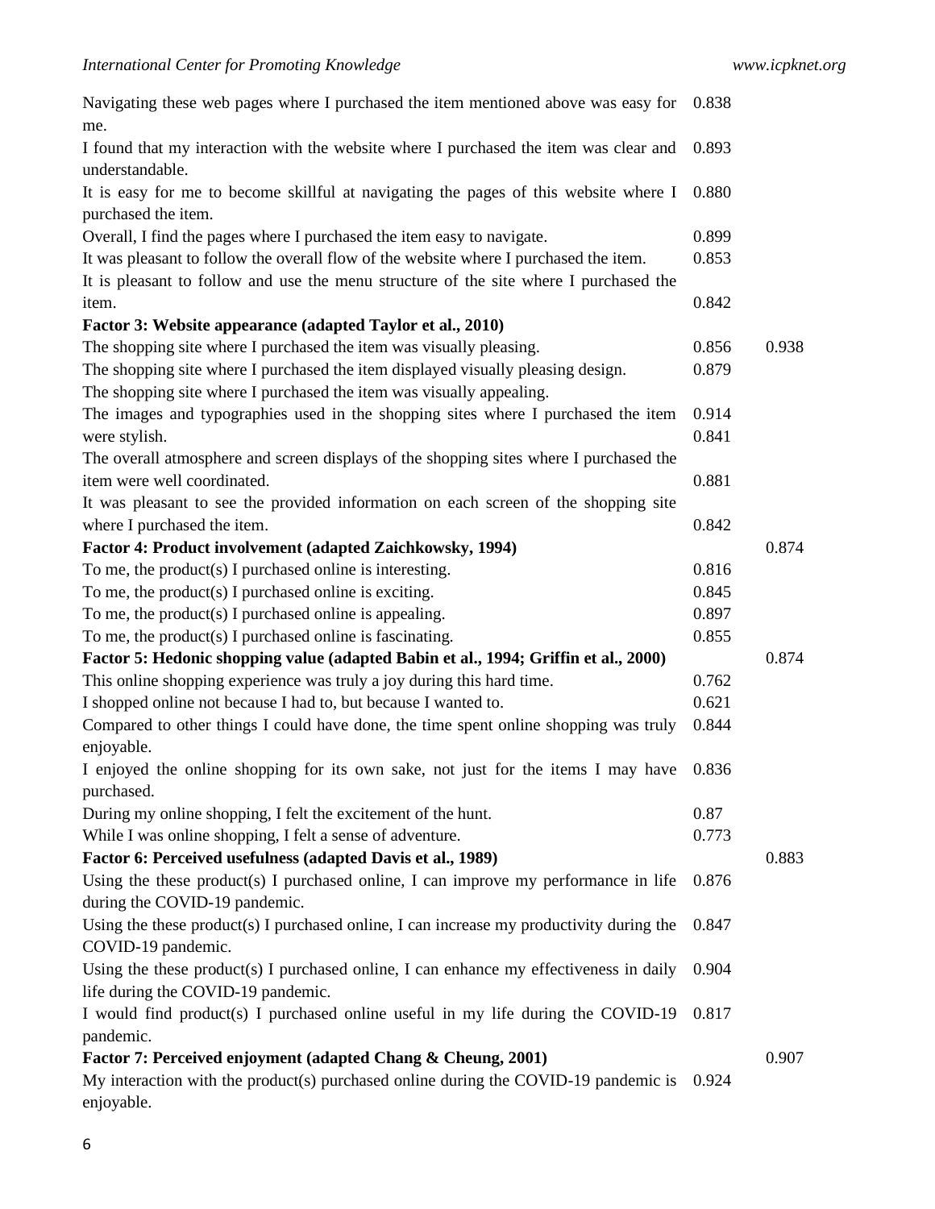| | | |
|---|---|---|
| Navigating these web pages where I purchased the item mentioned above was easy for me. | 0.838 | |
| I found that my interaction with the website where I purchased the item was clear and understandable. | 0.893 | |
| It is easy for me to become skillful at navigating the pages of this website where I purchased the item. | 0.880 | |
| Overall, I find the pages where I purchased the item easy to navigate. | 0.899 | |
| It was pleasant to follow the overall flow of the website where I purchased the item. | 0.853 | |
| It is pleasant to follow and use the menu structure of the site where I purchased the item. | 0.842 | |
| **Factor 3: Website appearance (adapted Taylor et al., 2010)** | | |
| The shopping site where I purchased the item was visually pleasing. | 0.856 | 0.938 |
| The shopping site where I purchased the item displayed visually pleasing design. | 0.879 | |
| The shopping site where I purchased the item was visually appealing. | 0.914 | |
| The images and typographies used in the shopping sites where I purchased the item were stylish. | 0.841 | |
| The overall atmosphere and screen displays of the shopping sites where I purchased the item were well coordinated. | 0.881 | |
| It was pleasant to see the provided information on each screen of the shopping site where I purchased the item. | 0.842 | |
| **Factor 4: Product involvement (adapted Zaichkowsky, 1994)** | | 0.874 |
| To me, the product(s) I purchased online is interesting. | 0.816 | |
| To me, the product(s) I purchased online is exciting. | 0.845 | |
| To me, the product(s) I purchased online is appealing. | 0.897 | |
| To me, the product(s) I purchased online is fascinating. | 0.855 | |
| **Factor 5: Hedonic shopping value (adapted Babin et al., 1994; Griffin et al., 2000)** | | 0.874 |
| This online shopping experience was truly a joy during this hard time. | 0.762 | |
| I shopped online not because I had to, but because I wanted to. | 0.621 | |
| Compared to other things I could have done, the time spent online shopping was truly enjoyable. | 0.844 | |
| I enjoyed the online shopping for its own sake, not just for the items I may have purchased. | 0.836 | |
| During my online shopping, I felt the excitement of the hunt. | 0.87 | |
| While I was online shopping, I felt a sense of adventure. | 0.773 | |
| **Factor 6: Perceived usefulness (adapted Davis et al., 1989)** | | 0.883 |
| Using the these product(s) I purchased online, I can improve my performance in life during the COVID-19 pandemic. | 0.876 | |
| Using the these product(s) I purchased online, I can increase my productivity during the COVID-19 pandemic. | 0.847 | |
| Using the these product(s) I purchased online, I can enhance my effectiveness in daily life during the COVID-19 pandemic. | 0.904 | |
| I would find product(s) I purchased online useful in my life during the COVID-19 pandemic. | 0.817 | |
| **Factor 7: Perceived enjoyment (adapted Chang & Cheung, 2001)** | | 0.907 |
| My interaction with the product(s) purchased online during the COVID-19 pandemic is enjoyable. | 0.924 | |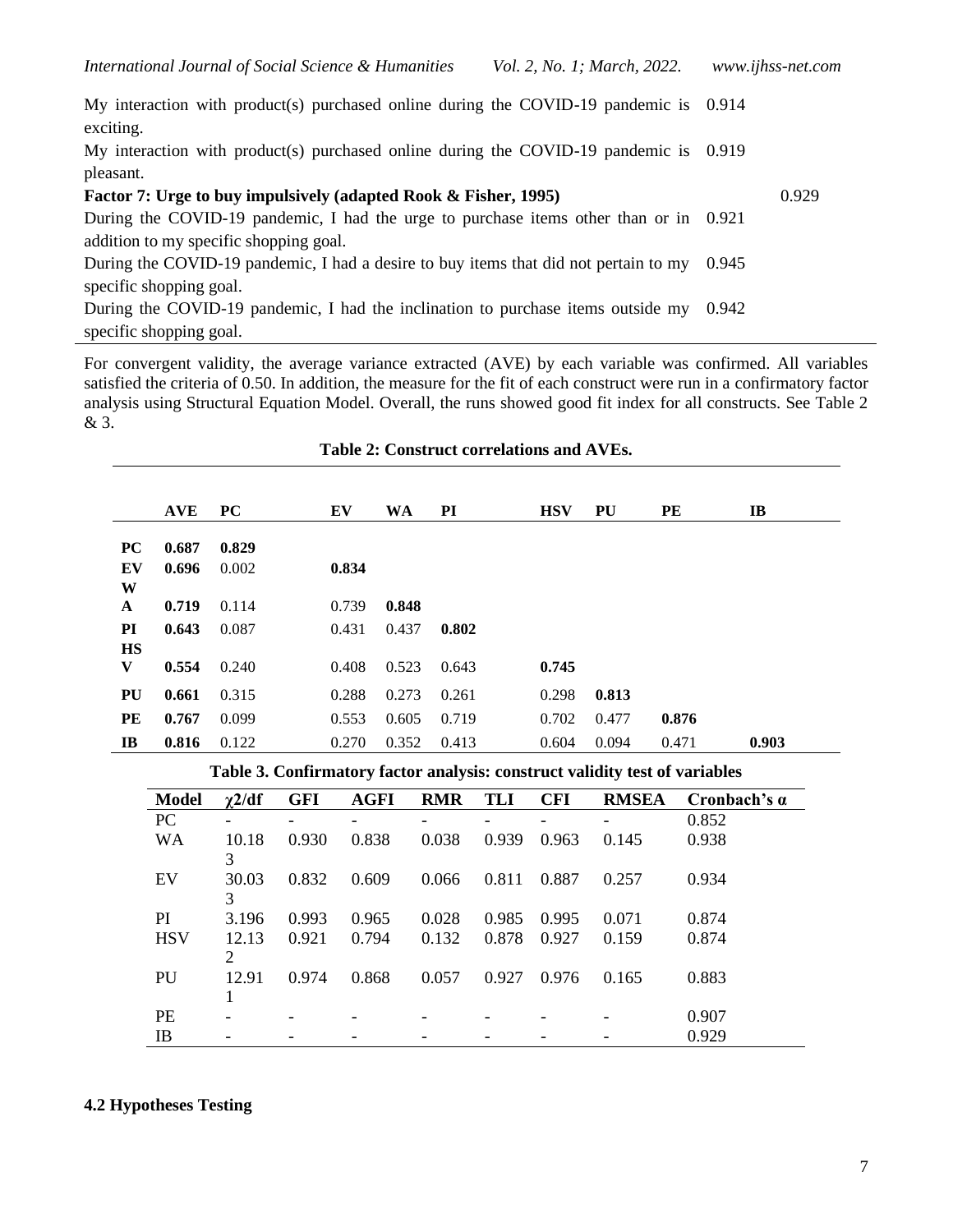| | | |
|---|---|---|
| My interaction with product(s) purchased online during the COVID-19 pandemic is exciting. | 0.914 | |
| My interaction with product(s) purchased online during the COVID-19 pandemic is pleasant. | 0.919 | |
| **Factor 7: Urge to buy impulsively (adapted Rook & Fisher, 1995)** | | 0.929 |
| During the COVID-19 pandemic, I had the urge to purchase items other than or in addition to my specific shopping goal. | 0.921 | |
| During the COVID-19 pandemic, I had a desire to buy items that did not pertain to my specific shopping goal. | 0.945 | |
| During the COVID-19 pandemic, I had the inclination to purchase items outside my specific shopping goal. | 0.942 | |

For convergent validity, the average variance extracted (AVE) by each variable was confirmed. All variables satisfied the criteria of 0.50. In addition, the measure for the fit of each construct were run in a confirmatory factor analysis using Structural Equation Model. Overall, the runs showed good fit index for all constructs. See Table 2 & 3.

**Table 2: Construct correlations and AVEs.**

| | AVE | PC | EV | WA | PI | HSV | PU | PE | IB |
|---|---|---|---|---|---|---|---|---|---|
| **PC** | **0.687** | **0.829** | | | | | | | |
| **EV** | **0.696** | 0.002 | **0.834** | | | | | | |
| **WA** | **0.719** | 0.114 | 0.739 | **0.848** | | | | | |
| **PI** | **0.643** | 0.087 | 0.431 | 0.437 | **0.802** | | | | |
| **HSV** | **0.554** | 0.240 | 0.408 | 0.523 | 0.643 | **0.745** | | | |
| **PU** | **0.661** | 0.315 | 0.288 | 0.273 | 0.261 | 0.298 | **0.813** | | |
| **PE** | **0.767** | 0.099 | 0.553 | 0.605 | 0.719 | 0.702 | 0.477 | **0.876** | |
| **IB** | **0.816** | 0.122 | 0.270 | 0.352 | 0.413 | 0.604 | 0.094 | 0.471 | **0.903** |

**Table 3. Confirmatory factor analysis: construct validity test of variables**

| Model | $\chi 2$/df | GFI | AGFI | RMR | TLI | CFI | RMSEA | Cronbach's α |
|---|---|---|---|---|---|---|---|---|
| PC | - | - | - | - | - | - | - | 0.852 |
| WA | 10.183 | 0.930 | 0.838 | 0.038 | 0.939 | 0.963 | 0.145 | 0.938 |
| EV | 30.033 | 0.832 | 0.609 | 0.066 | 0.811 | 0.887 | 0.257 | 0.934 |
| PI | 3.196 | 0.993 | 0.965 | 0.028 | 0.985 | 0.995 | 0.071 | 0.874 |
| HSV | 12.132 | 0.921 | 0.794 | 0.132 | 0.878 | 0.927 | 0.159 | 0.874 |
| PU | 12.911 | 0.974 | 0.868 | 0.057 | 0.927 | 0.976 | 0.165 | 0.883 |
| PE | - | - | - | - | - | - | - | 0.907 |
| IB | - | - | - | - | - | - | - | 0.929 |

### 4.2 Hypotheses Testing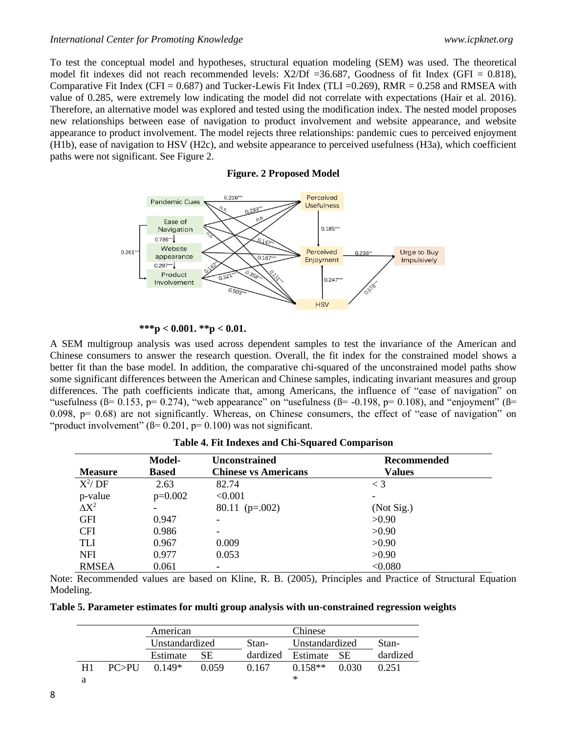To test the conceptual model and hypotheses, structural equation modeling (SEM) was used. The theoretical model fit indexes did not reach recommended levels: X2/Df =36.687, Goodness of fit Index (GFI = 0.818), Comparative Fit Index (CFI = 0.687) and Tucker-Lewis Fit Index (TLI =0.269), RMR = 0.258 and RMSEA with value of 0.285, were extremely low indicating the model did not correlate with expectations (Hair et al. 2016). Therefore, an alternative model was explored and tested using the modification index. The nested model proposes new relationships between ease of navigation to product involvement and website appearance, and website appearance to product involvement. The model rejects three relationships: pandemic cues to perceived enjoyment (H1b), ease of navigation to HSV (H2c), and website appearance to perceived usefulness (H3a), which coefficient paths were not significant. See Figure 2.

**Figure. 2 Proposed Model**

**\*\*\*p < 0.001. \*\*p < 0.01.**

A SEM multigroup analysis was used across dependent samples to test the invariance of the American and Chinese consumers to answer the research question. Overall, the fit index for the constrained model shows a better fit than the base model. In addition, the comparative chi-squared of the unconstrained model paths show some significant differences between the American and Chinese samples, indicating invariant measures and group differences. The path coefficients indicate that, among Americans, the influence of "ease of navigation" on "usefulness (ß= 0.153, p= 0.274), "web appearance" on "usefulness (ß= -0.198, p= 0.108), and "enjoyment" (ß= 0.098, p= 0.68) are not significantly. Whereas, on Chinese consumers, the effect of "ease of navigation" on "product involvement" (ß= 0.201, p= 0.100) was not significant.

**Table 4. Fit Indexes and Chi-Squared Comparison**

| Measure | Model-Based | Unconstrained Chinese vs Americans | Recommended Values |
|---|---|---|---|
| $X^2$/ DF | 2.63 | 82.74 | < 3 |
| p-value | p=0.002 | <0.001 | - |
| $\Delta X^2$ | - | 80.11 (p=.002) | (Not Sig.) |
| GFI | 0.947 | - | >0.90 |
| CFI | 0.986 | - | >0.90 |
| TLI | 0.967 | 0.009 | >0.90 |
| NFI | 0.977 | 0.053 | >0.90 |
| RMSEA | 0.061 | - | <0.080 |

Note: Recommended values are based on Kline, R. B. (2005), Principles and Practice of Structural Equation Modeling.

**Table 5. Parameter estimates for multi group analysis with un-constrained regression weights**

| | | American | | | Chinese | | |
|---|---|---|---|---|---|---|---|
| | | Unstandardized | | Stan-dardized | Unstandardized | | Stan-dardized |
| | | Estimate | SE | | Estimate | SE | |
| H1a | PC>PU | 0.149* | 0.059 | 0.167 | 0.158*** | 0.030 | 0.251 |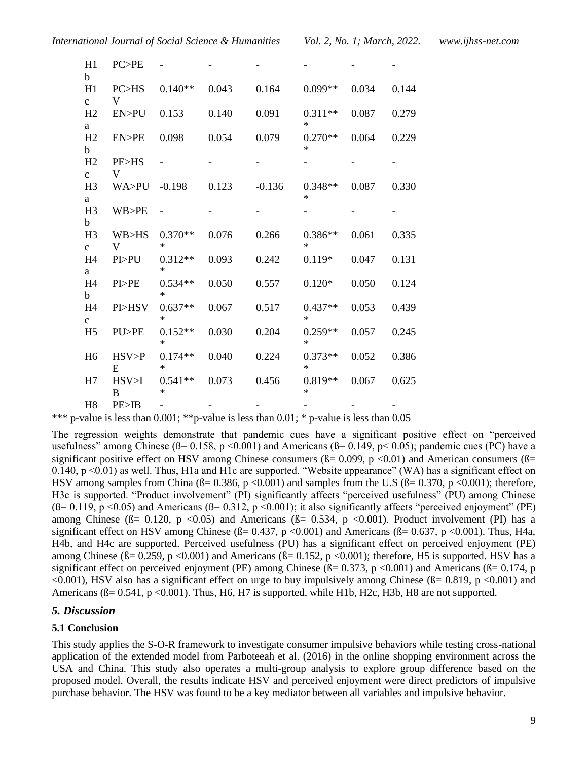| H1b | PC>PE | - | - | - | - | - | - |
|---|---|---|---|---|---|---|---|
| H1c | PC>HSV | 0.140** | 0.043 | 0.164 | 0.099** | 0.034 | 0.144 |
| H2a | EN>PU | 0.153 | 0.140 | 0.091 | 0.311*** | 0.087 | 0.279 |
| H2b | EN>PE | 0.098 | 0.054 | 0.079 | 0.270*** | 0.064 | 0.229 |
| H2c | PE>HSV | - | - | - | - | - | - |
| H3a | WA>PU | -0.198 | 0.123 | -0.136 | 0.348*** | 0.087 | 0.330 |
| H3b | WB>PE | - | - | - | - | - | - |
| H3c | WB>HSV | 0.370*** | 0.076 | 0.266 | 0.386*** | 0.061 | 0.335 |
| H4a | PI>PU | 0.312*** | 0.093 | 0.242 | 0.119* | 0.047 | 0.131 |
| H4b | PI>PE | 0.534*** | 0.050 | 0.557 | 0.120* | 0.050 | 0.124 |
| H4c | PI>HSV | 0.637*** | 0.067 | 0.517 | 0.437*** | 0.053 | 0.439 |
| H5 | PU>PE | 0.152*** | 0.030 | 0.204 | 0.259*** | 0.057 | 0.245 |
| H6 | HSV>PE | 0.174*** | 0.040 | 0.224 | 0.373*** | 0.052 | 0.386 |
| H7 | HSV>IB | 0.541*** | 0.073 | 0.456 | 0.819*** | 0.067 | 0.625 |
| H8 | PE>IB | - | - | - | - | - | - |

*** p-value is less than 0.001; **p-value is less than 0.01; * p-value is less than 0.05

The regression weights demonstrate that pandemic cues have a significant positive effect on "perceived usefulness" among Chinese (ß= 0.158, $p < 0.001$) and Americans (ß= 0.149, $p < 0.05$); pandemic cues (PC) have a significant positive effect on HSV among Chinese consumers (ß= 0.099, $p < 0.01$) and American consumers (ß= 0.140, $p < 0.01$) as well. Thus, H1a and H1c are supported. "Website appearance" (WA) has a significant effect on HSV among samples from China (ß= 0.386, $p < 0.001$) and samples from the U.S (ß= 0.370, $p < 0.001$); therefore, H3c is supported. "Product involvement" (PI) significantly affects "perceived usefulness" (PU) among Chinese (ß= 0.119, $p < 0.05$) and Americans (ß= 0.312, $p < 0.001$); it also significantly affects "perceived enjoyment" (PE) among Chinese (ß= 0.120, $p < 0.05$) and Americans (ß= 0.534, $p < 0.001$). Product involvement (PI) has a significant effect on HSV among Chinese (ß= 0.437, $p < 0.001$) and Americans (ß= 0.637, $p < 0.001$). Thus, H4a, H4b, and H4c are supported. Perceived usefulness (PU) has a significant effect on perceived enjoyment (PE) among Chinese (ß= 0.259, $p < 0.001$) and Americans (ß= 0.152, $p < 0.001$); therefore, H5 is supported. HSV has a significant effect on perceived enjoyment (PE) among Chinese (ß= 0.373, $p < 0.001$) and Americans (ß= 0.174, $p < 0.001$), HSV also has a significant effect on urge to buy impulsively among Chinese (ß= 0.819, $p < 0.001$) and Americans (ß= 0.541, $p < 0.001$). Thus, H6, H7 is supported, while H1b, H2c, H3b, H8 are not supported.

## *5. Discussion*

### 5.1 Conclusion

This study applies the S-O-R framework to investigate consumer impulsive behaviors while testing cross-national application of the extended model from Parboteeah et al. (2016) in the online shopping environment across the USA and China. This study also operates a multi-group analysis to explore group difference based on the proposed model. Overall, the results indicate HSV and perceived enjoyment were direct predictors of impulsive purchase behavior. The HSV was found to be a key mediator between all variables and impulsive behavior.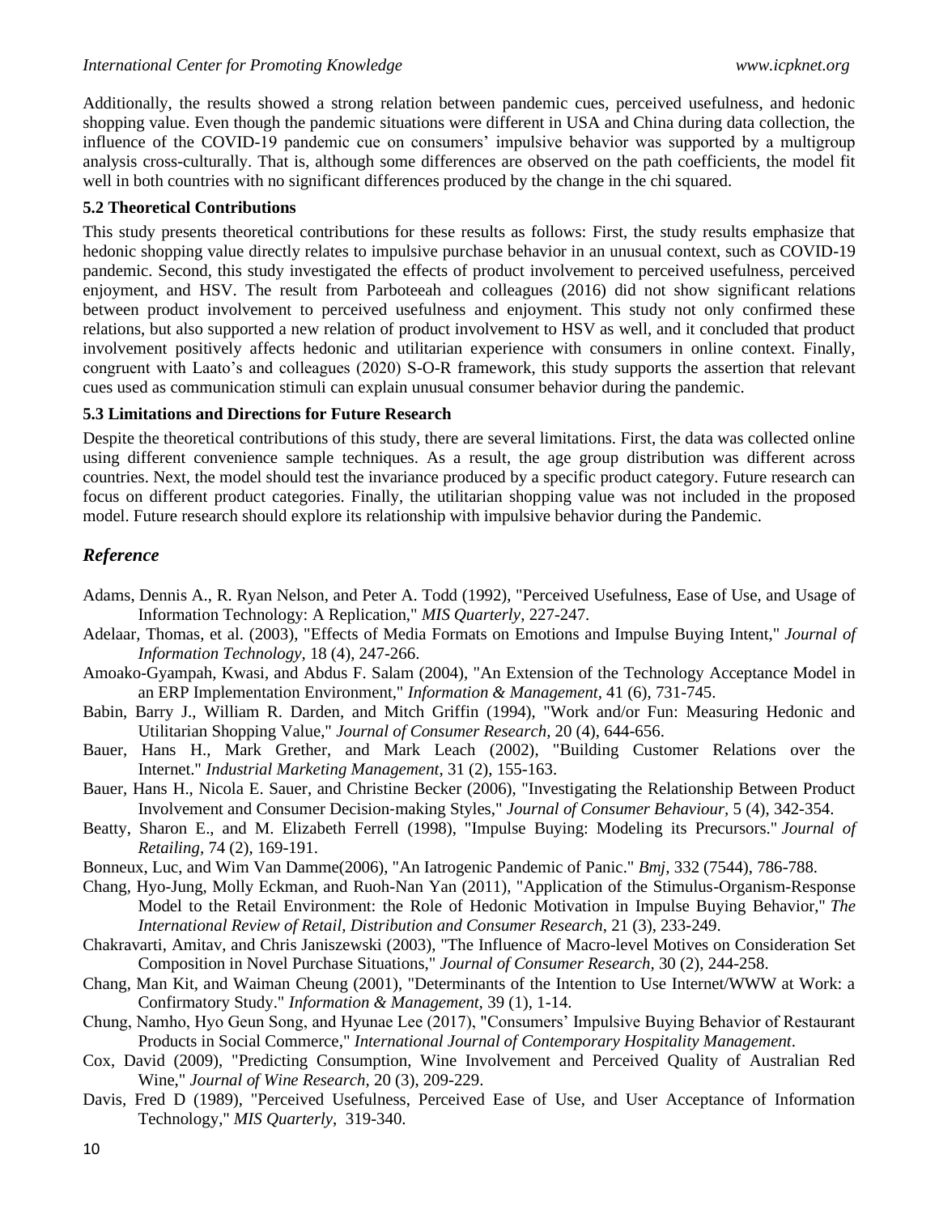Additionally, the results showed a strong relation between pandemic cues, perceived usefulness, and hedonic shopping value. Even though the pandemic situations were different in USA and China during data collection, the influence of the COVID-19 pandemic cue on consumers' impulsive behavior was supported by a multigroup analysis cross-culturally. That is, although some differences are observed on the path coefficients, the model fit well in both countries with no significant differences produced by the change in the chi squared.

### 5.2 Theoretical Contributions

This study presents theoretical contributions for these results as follows: First, the study results emphasize that hedonic shopping value directly relates to impulsive purchase behavior in an unusual context, such as COVID-19 pandemic. Second, this study investigated the effects of product involvement to perceived usefulness, perceived enjoyment, and HSV. The result from Parboteeah and colleagues (2016) did not show significant relations between product involvement to perceived usefulness and enjoyment. This study not only confirmed these relations, but also supported a new relation of product involvement to HSV as well, and it concluded that product involvement positively affects hedonic and utilitarian experience with consumers in online context. Finally, congruent with Laato's and colleagues (2020) S-O-R framework, this study supports the assertion that relevant cues used as communication stimuli can explain unusual consumer behavior during the pandemic.

### 5.3 Limitations and Directions for Future Research

Despite the theoretical contributions of this study, there are several limitations. First, the data was collected online using different convenience sample techniques. As a result, the age group distribution was different across countries. Next, the model should test the invariance produced by a specific product category. Future research can focus on different product categories. Finally, the utilitarian shopping value was not included in the proposed model. Future research should explore its relationship with impulsive behavior during the Pandemic.

## *Reference*

Adams, Dennis A., R. Ryan Nelson, and Peter A. Todd (1992), "Perceived Usefulness, Ease of Use, and Usage of Information Technology: A Replication," *MIS Quarterly*, 227-247.

Adelaar, Thomas, et al. (2003), "Effects of Media Formats on Emotions and Impulse Buying Intent," *Journal of Information Technology*, 18 (4), 247-266.

Amoako-Gyampah, Kwasi, and Abdus F. Salam (2004), "An Extension of the Technology Acceptance Model in an ERP Implementation Environment," *Information & Management*, 41 (6), 731-745.

Babin, Barry J., William R. Darden, and Mitch Griffin (1994), "Work and/or Fun: Measuring Hedonic and Utilitarian Shopping Value," *Journal of Consumer Research*, 20 (4), 644-656.

Bauer, Hans H., Mark Grether, and Mark Leach (2002), "Building Customer Relations over the Internet." *Industrial Marketing Management*, 31 (2), 155-163.

Bauer, Hans H., Nicola E. Sauer, and Christine Becker (2006), "Investigating the Relationship Between Product Involvement and Consumer Decision-making Styles," *Journal of Consumer Behaviour*, 5 (4), 342-354.

Beatty, Sharon E., and M. Elizabeth Ferrell (1998), "Impulse Buying: Modeling its Precursors." *Journal of Retailing*, 74 (2), 169-191.

Bonneux, Luc, and Wim Van Damme(2006), "An Iatrogenic Pandemic of Panic." *Bmj*, 332 (7544), 786-788.

Chang, Hyo-Jung, Molly Eckman, and Ruoh-Nan Yan (2011), "Application of the Stimulus-Organism-Response Model to the Retail Environment: the Role of Hedonic Motivation in Impulse Buying Behavior," *The International Review of Retail, Distribution and Consumer Research*, 21 (3), 233-249.

Chakravarti, Amitav, and Chris Janiszewski (2003), "The Influence of Macro-level Motives on Consideration Set Composition in Novel Purchase Situations," *Journal of Consumer Research*, 30 (2), 244-258.

Chang, Man Kit, and Waiman Cheung (2001), "Determinants of the Intention to Use Internet/WWW at Work: a Confirmatory Study." *Information & Management*, 39 (1), 1-14.

Chung, Namho, Hyo Geun Song, and Hyunae Lee (2017), "Consumers' Impulsive Buying Behavior of Restaurant Products in Social Commerce," *International Journal of Contemporary Hospitality Management*.

Cox, David (2009), "Predicting Consumption, Wine Involvement and Perceived Quality of Australian Red Wine," *Journal of Wine Research*, 20 (3), 209-229.

Davis, Fred D (1989), "Perceived Usefulness, Perceived Ease of Use, and User Acceptance of Information Technology," *MIS Quarterly*, 319-340.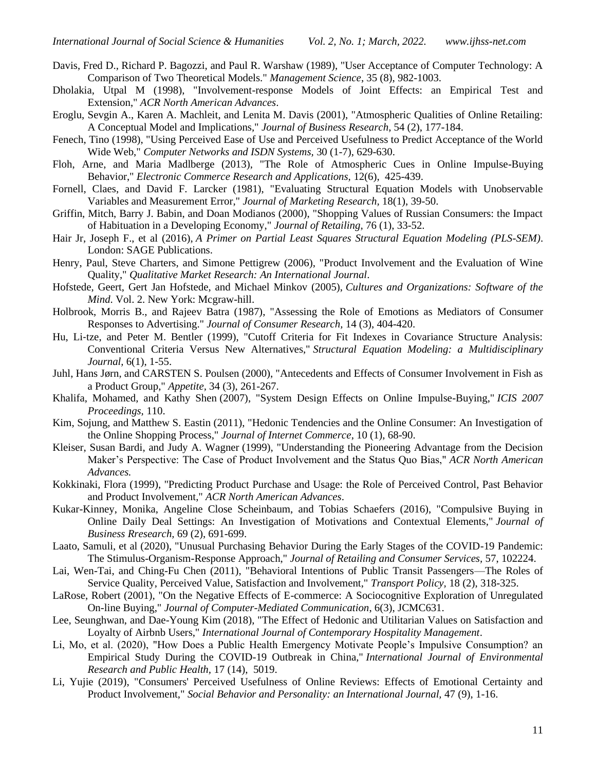Davis, Fred D., Richard P. Bagozzi, and Paul R. Warshaw (1989), "User Acceptance of Computer Technology: A Comparison of Two Theoretical Models." *Management Science*, 35 (8), 982-1003.

Dholakia, Utpal M (1998), "Involvement-response Models of Joint Effects: an Empirical Test and Extension," *ACR North American Advances*.

Eroglu, Sevgin A., Karen A. Machleit, and Lenita M. Davis (2001), "Atmospheric Qualities of Online Retailing: A Conceptual Model and Implications," *Journal of Business Research*, 54 (2), 177-184.

Fenech, Tino (1998), "Using Perceived Ease of Use and Perceived Usefulness to Predict Acceptance of the World Wide Web," *Computer Networks and ISDN Systems,* 30 (1-7), 629-630.

Floh, Arne, and Maria Madlberge (2013), "The Role of Atmospheric Cues in Online Impulse-Buying Behavior," *Electronic Commerce Research and Applications,* 12(6), 425-439.

Fornell, Claes, and David F. Larcker (1981), "Evaluating Structural Equation Models with Unobservable Variables and Measurement Error," *Journal of Marketing Research,* 18(1), 39-50.

Griffin, Mitch, Barry J. Babin, and Doan Modianos (2000), "Shopping Values of Russian Consumers: the Impact of Habituation in a Developing Economy," *Journal of Retailing,* 76 (1), 33-52.

Hair Jr, Joseph F., et al (2016), *A Primer on Partial Least Squares Structural Equation Modeling (PLS-SEM)*. London: SAGE Publications.

Henry, Paul, Steve Charters, and Simone Pettigrew (2006), "Product Involvement and the Evaluation of Wine Quality," *Qualitative Market Research: An International Journal*.

Hofstede, Geert, Gert Jan Hofstede, and Michael Minkov (2005), *Cultures and Organizations: Software of the Mind*. Vol. 2. New York: Mcgraw-hill.

Holbrook, Morris B., and Rajeev Batra (1987), "Assessing the Role of Emotions as Mediators of Consumer Responses to Advertising." *Journal of Consumer Research,* 14 (3), 404-420.

Hu, Li-tze, and Peter M. Bentler (1999), "Cutoff Criteria for Fit Indexes in Covariance Structure Analysis: Conventional Criteria Versus New Alternatives," *Structural Equation Modeling: a Multidisciplinary Journal*, 6(1), 1-55.

Juhl, Hans Jørn, and CARSTEN S. Poulsen (2000), "Antecedents and Effects of Consumer Involvement in Fish as a Product Group," *Appetite*, 34 (3), 261-267.

Khalifa, Mohamed, and Kathy Shen (2007), "System Design Effects on Online Impulse-Buying," *ICIS 2007 Proceedings,* 110.

Kim, Sojung, and Matthew S. Eastin (2011), "Hedonic Tendencies and the Online Consumer: An Investigation of the Online Shopping Process," *Journal of Internet Commerce*, 10 (1), 68-90.

Kleiser, Susan Bardi, and Judy A. Wagner (1999), "Understanding the Pioneering Advantage from the Decision Maker's Perspective: The Case of Product Involvement and the Status Quo Bias," *ACR North American Advances.*

Kokkinaki, Flora (1999), "Predicting Product Purchase and Usage: the Role of Perceived Control, Past Behavior and Product Involvement," *ACR North American Advances*.

Kukar-Kinney, Monika, Angeline Close Scheinbaum, and Tobias Schaefers (2016), "Compulsive Buying in Online Daily Deal Settings: An Investigation of Motivations and Contextual Elements," *Journal of Business Rresearch,* 69 (2), 691-699.

Laato, Samuli, et al (2020), "Unusual Purchasing Behavior During the Early Stages of the COVID-19 Pandemic: The Stimulus-Organism-Response Approach," *Journal of Retailing and Consumer Services*, 57, 102224.

Lai, Wen-Tai, and Ching-Fu Chen (2011), "Behavioral Intentions of Public Transit Passengers—The Roles of Service Quality, Perceived Value, Satisfaction and Involvement," *Transport Policy*, 18 (2), 318-325.

LaRose, Robert (2001), "On the Negative Effects of E-commerce: A Sociocognitive Exploration of Unregulated On-line Buying," *Journal of Computer-Mediated Communication*, 6(3), JCMC631.

Lee, Seunghwan, and Dae-Young Kim (2018), "The Effect of Hedonic and Utilitarian Values on Satisfaction and Loyalty of Airbnb Users," *International Journal of Contemporary Hospitality Management*.

Li, Mo, et al. (2020), "How Does a Public Health Emergency Motivate People's Impulsive Consumption? an Empirical Study During the COVID-19 Outbreak in China," *International Journal of Environmental Research and Public Health*, 17 (14), 5019.

Li, Yujie (2019), "Consumers' Perceived Usefulness of Online Reviews: Effects of Emotional Certainty and Product Involvement," *Social Behavior and Personality: an International Journal*, 47 (9), 1-16.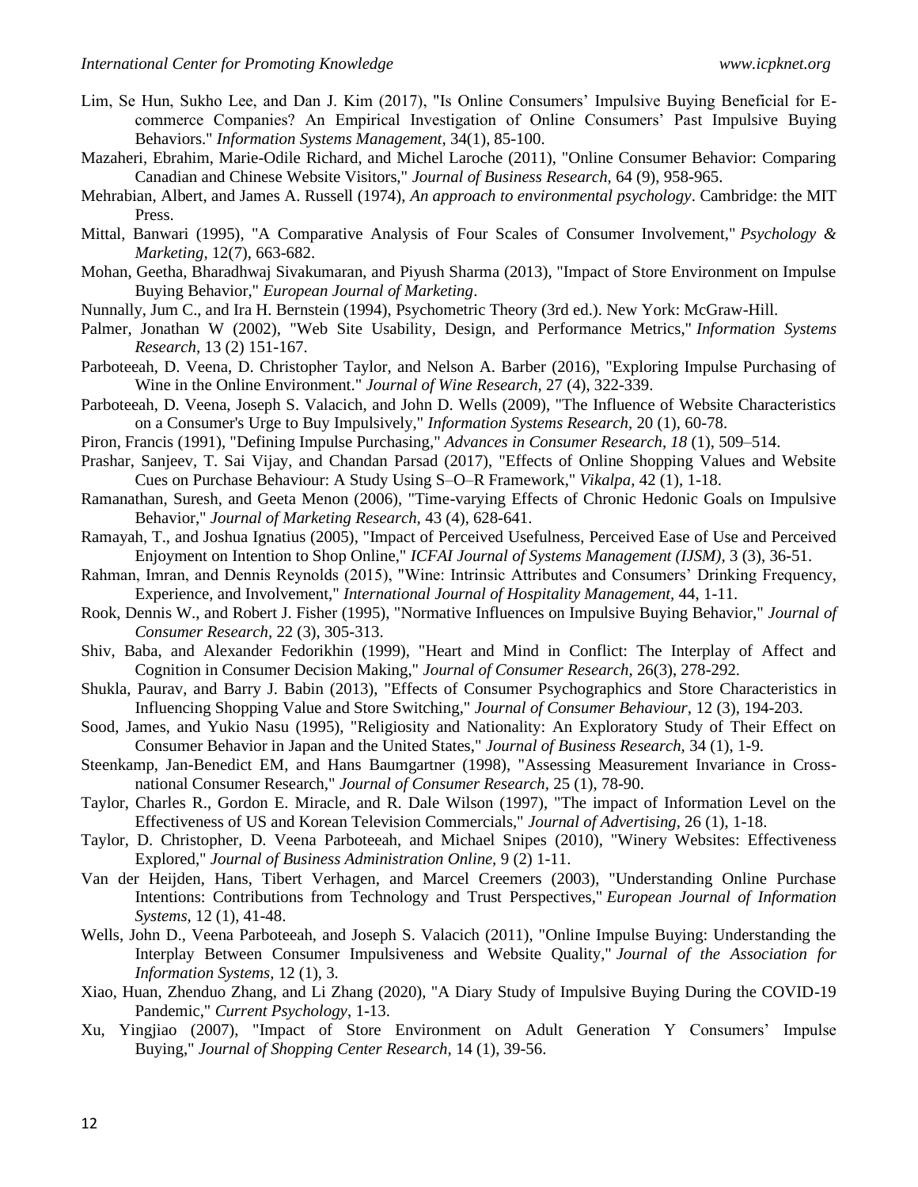Lim, Se Hun, Sukho Lee, and Dan J. Kim (2017), "Is Online Consumers' Impulsive Buying Beneficial for E-commerce Companies? An Empirical Investigation of Online Consumers' Past Impulsive Buying Behaviors." *Information Systems Management*, 34(1), 85-100.

Mazaheri, Ebrahim, Marie-Odile Richard, and Michel Laroche (2011), "Online Consumer Behavior: Comparing Canadian and Chinese Website Visitors," *Journal of Business Research,* 64 (9), 958-965.

Mehrabian, Albert, and James A. Russell (1974), *An approach to environmental psychology*. Cambridge: the MIT Press.

Mittal, Banwari (1995), "A Comparative Analysis of Four Scales of Consumer Involvement," *Psychology & Marketing,* 12(7), 663-682.

Mohan, Geetha, Bharadhwaj Sivakumaran, and Piyush Sharma (2013), "Impact of Store Environment on Impulse Buying Behavior," *European Journal of Marketing*.

Nunnally, Jum C., and Ira H. Bernstein (1994), Psychometric Theory (3rd ed.). New York: McGraw-Hill.

Palmer, Jonathan W (2002), "Web Site Usability, Design, and Performance Metrics," *Information Systems Research,* 13 (2) 151-167.

Parboteeah, D. Veena, D. Christopher Taylor, and Nelson A. Barber (2016), "Exploring Impulse Purchasing of Wine in the Online Environment." *Journal of Wine Research,* 27 (4), 322-339.

Parboteeah, D. Veena, Joseph S. Valacich, and John D. Wells (2009), "The Influence of Website Characteristics on a Consumer's Urge to Buy Impulsively," *Information Systems Research,* 20 (1), 60-78.

Piron, Francis (1991), "Defining Impulse Purchasing," *Advances in Consumer Research*, *18* (1), 509–514.

Prashar, Sanjeev, T. Sai Vijay, and Chandan Parsad (2017), "Effects of Online Shopping Values and Website Cues on Purchase Behaviour: A Study Using S–O–R Framework," *Vikalpa,* 42 (1), 1-18.

Ramanathan, Suresh, and Geeta Menon (2006), "Time-varying Effects of Chronic Hedonic Goals on Impulsive Behavior," *Journal of Marketing Research,* 43 (4), 628-641.

Ramayah, T., and Joshua Ignatius (2005), "Impact of Perceived Usefulness, Perceived Ease of Use and Perceived Enjoyment on Intention to Shop Online," *ICFAI Journal of Systems Management (IJSM),* 3 (3), 36-51.

Rahman, Imran, and Dennis Reynolds (2015), "Wine: Intrinsic Attributes and Consumers' Drinking Frequency, Experience, and Involvement," *International Journal of Hospitality Management,* 44, 1-11.

Rook, Dennis W., and Robert J. Fisher (1995), "Normative Influences on Impulsive Buying Behavior," *Journal of Consumer Research,* 22 (3), 305-313.

Shiv, Baba, and Alexander Fedorikhin (1999), "Heart and Mind in Conflict: The Interplay of Affect and Cognition in Consumer Decision Making," *Journal of Consumer Research*, 26(3), 278-292.

Shukla, Paurav, and Barry J. Babin (2013), "Effects of Consumer Psychographics and Store Characteristics in Influencing Shopping Value and Store Switching," *Journal of Consumer Behaviour,* 12 (3), 194-203.

Sood, James, and Yukio Nasu (1995), "Religiosity and Nationality: An Exploratory Study of Their Effect on Consumer Behavior in Japan and the United States," *Journal of Business Research,* 34 (1), 1-9.

Steenkamp, Jan-Benedict EM, and Hans Baumgartner (1998), "Assessing Measurement Invariance in Cross-national Consumer Research," *Journal of Consumer Research,* 25 (1), 78-90.

Taylor, Charles R., Gordon E. Miracle, and R. Dale Wilson (1997), "The impact of Information Level on the Effectiveness of US and Korean Television Commercials," *Journal of Advertising,* 26 (1), 1-18.

Taylor, D. Christopher, D. Veena Parboteeah, and Michael Snipes (2010), "Winery Websites: Effectiveness Explored," *Journal of Business Administration Online,* 9 (2) 1-11.

Van der Heijden, Hans, Tibert Verhagen, and Marcel Creemers (2003), "Understanding Online Purchase Intentions: Contributions from Technology and Trust Perspectives," *European Journal of Information Systems,* 12 (1), 41-48.

Wells, John D., Veena Parboteeah, and Joseph S. Valacich (2011), "Online Impulse Buying: Understanding the Interplay Between Consumer Impulsiveness and Website Quality," *Journal of the Association for Information Systems,* 12 (1), 3.

Xiao, Huan, Zhenduo Zhang, and Li Zhang (2020), "A Diary Study of Impulsive Buying During the COVID-19 Pandemic," *Current Psychology*, 1-13.

Xu, Yingjiao (2007), "Impact of Store Environment on Adult Generation Y Consumers' Impulse Buying," *Journal of Shopping Center Research,* 14 (1), 39-56.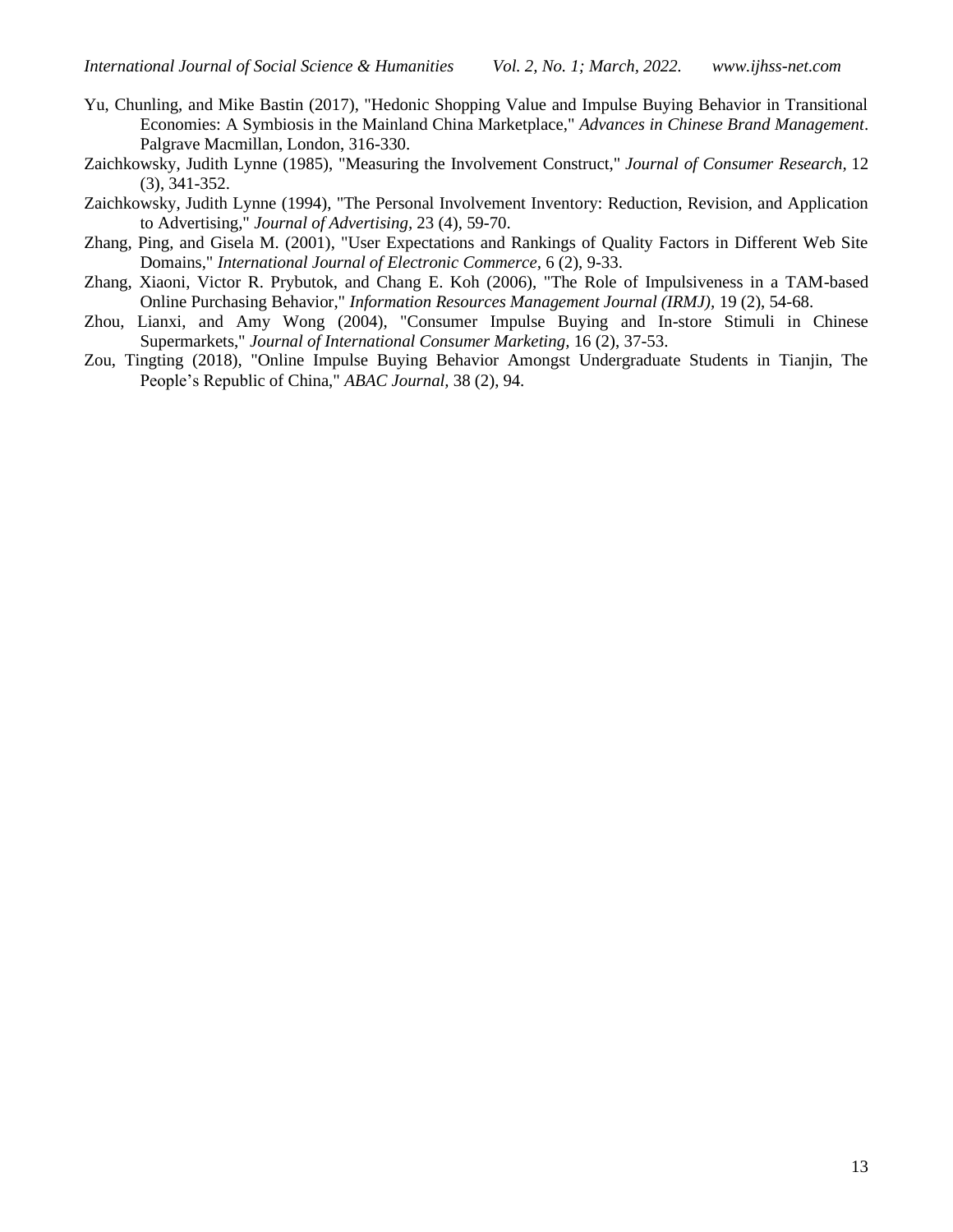Yu, Chunling, and Mike Bastin (2017), "Hedonic Shopping Value and Impulse Buying Behavior in Transitional Economies: A Symbiosis in the Mainland China Marketplace," *Advances in Chinese Brand Management*. Palgrave Macmillan, London, 316-330.

Zaichkowsky, Judith Lynne (1985), "Measuring the Involvement Construct," *Journal of Consumer Research*, 12 (3), 341-352.

Zaichkowsky, Judith Lynne (1994), "The Personal Involvement Inventory: Reduction, Revision, and Application to Advertising," *Journal of Advertising*, 23 (4), 59-70.

Zhang, Ping, and Gisela M. (2001), "User Expectations and Rankings of Quality Factors in Different Web Site Domains," *International Journal of Electronic Commerce*, 6 (2), 9-33.

Zhang, Xiaoni, Victor R. Prybutok, and Chang E. Koh (2006), "The Role of Impulsiveness in a TAM-based Online Purchasing Behavior," *Information Resources Management Journal (IRMJ)*, 19 (2), 54-68.

Zhou, Lianxi, and Amy Wong (2004), "Consumer Impulse Buying and In-store Stimuli in Chinese Supermarkets," *Journal of International Consumer Marketing*, 16 (2), 37-53.

Zou, Tingting (2018), "Online Impulse Buying Behavior Amongst Undergraduate Students in Tianjin, The People's Republic of China," *ABAC Journal*, 38 (2), 94.